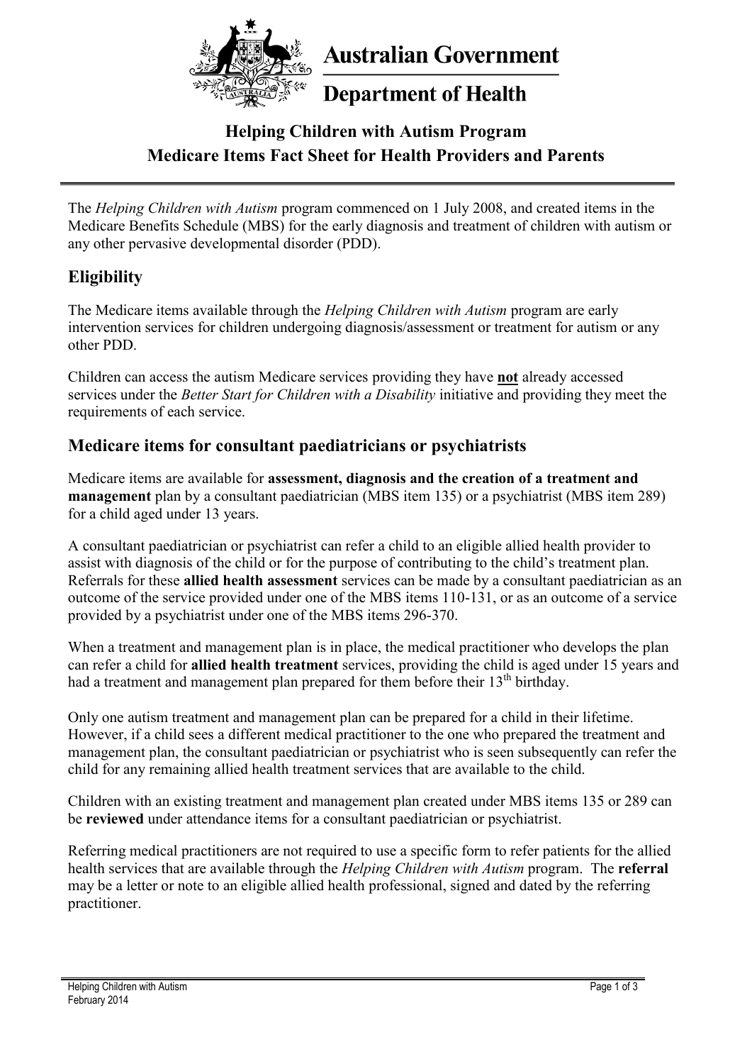Australian Government

Department of Health

# Helping Children with Autism Program
# Medicare Items Fact Sheet for Health Providers and Parents

The *Helping Children with Autism* program commenced on 1 July 2008, and created items in the Medicare Benefits Schedule (MBS) for the early diagnosis and treatment of children with autism or any other pervasive developmental disorder (PDD).

## Eligibility

The Medicare items available through the *Helping Children with Autism* program are early intervention services for children undergoing diagnosis/assessment or treatment for autism or any other PDD.

Children can access the autism Medicare services providing they have **not** already accessed services under the *Better Start for Children with a Disability* initiative and providing they meet the requirements of each service.

## Medicare items for consultant paediatricians or psychiatrists

Medicare items are available for **assessment, diagnosis and the creation of a treatment and management** plan by a consultant paediatrician (MBS item 135) or a psychiatrist (MBS item 289) for a child aged under 13 years.

A consultant paediatrician or psychiatrist can refer a child to an eligible allied health provider to assist with diagnosis of the child or for the purpose of contributing to the child's treatment plan. Referrals for these **allied health assessment** services can be made by a consultant paediatrician as an outcome of the service provided under one of the MBS items 110-131, or as an outcome of a service provided by a psychiatrist under one of the MBS items 296-370.

When a treatment and management plan is in place, the medical practitioner who develops the plan can refer a child for **allied health treatment** services, providing the child is aged under 15 years and had a treatment and management plan prepared for them before their 13th birthday.

Only one autism treatment and management plan can be prepared for a child in their lifetime. However, if a child sees a different medical practitioner to the one who prepared the treatment and management plan, the consultant paediatrician or psychiatrist who is seen subsequently can refer the child for any remaining allied health treatment services that are available to the child.

Children with an existing treatment and management plan created under MBS items 135 or 289 can be **reviewed** under attendance items for a consultant paediatrician or psychiatrist.

Referring medical practitioners are not required to use a specific form to refer patients for the allied health services that are available through the *Helping Children with Autism* program. The **referral** may be a letter or note to an eligible allied health professional, signed and dated by the referring practitioner.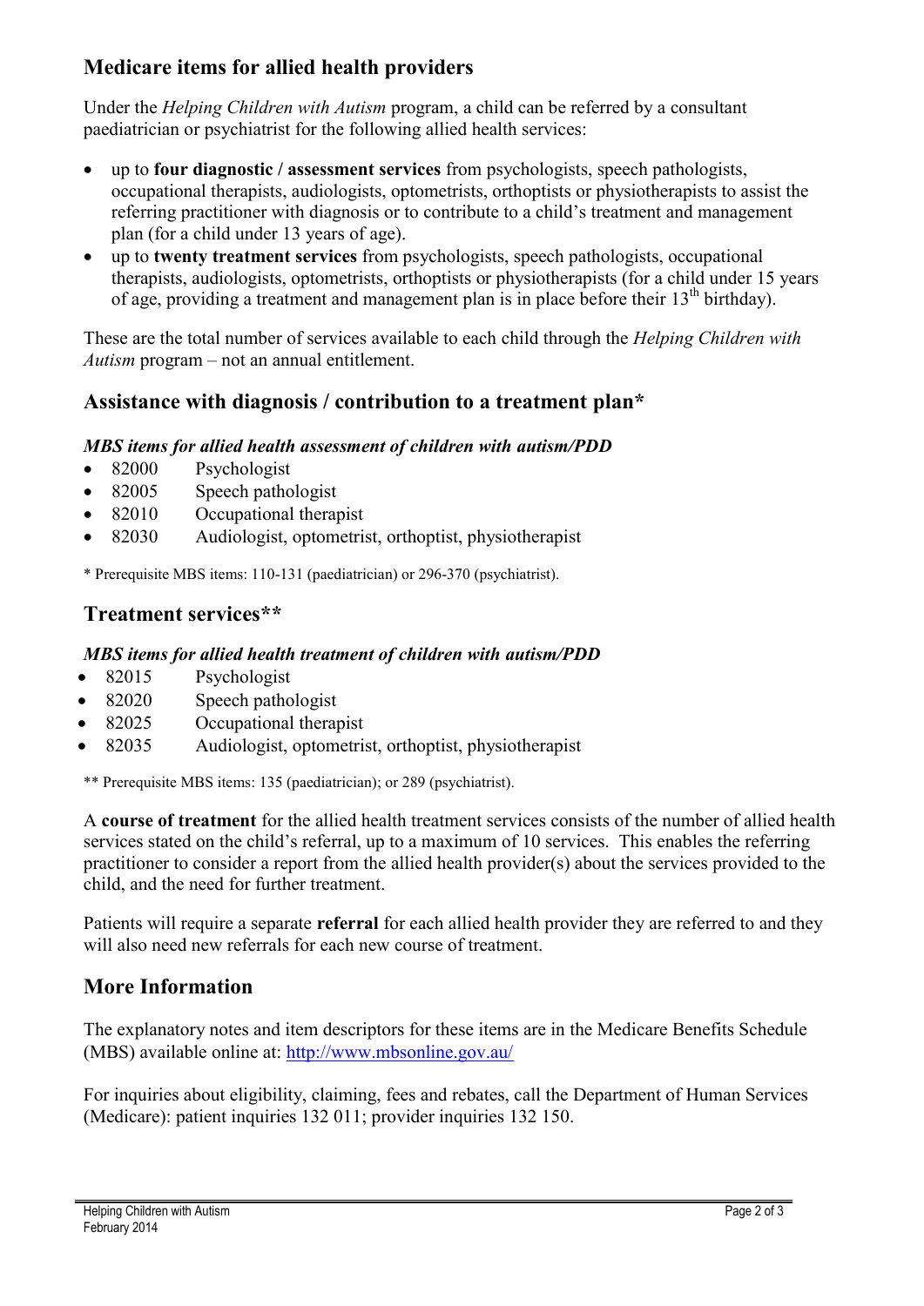## Medicare items for allied health providers

Under the *Helping Children with Autism* program, a child can be referred by a consultant paediatrician or psychiatrist for the following allied health services:

- up to **four diagnostic / assessment services** from psychologists, speech pathologists, occupational therapists, audiologists, optometrists, orthoptists or physiotherapists to assist the referring practitioner with diagnosis or to contribute to a child's treatment and management plan (for a child under 13 years of age).
- up to **twenty treatment services** from psychologists, speech pathologists, occupational therapists, audiologists, optometrists, orthoptists or physiotherapists (for a child under 15 years of age, providing a treatment and management plan is in place before their 13th birthday).

These are the total number of services available to each child through the *Helping Children with Autism* program – not an annual entitlement.

## Assistance with diagnosis / contribution to a treatment plan*

***MBS items for allied health assessment of children with autism/PDD***

- 82000 Psychologist
- 82005 Speech pathologist
- 82010 Occupational therapist
- 82030 Audiologist, optometrist, orthoptist, physiotherapist

\* Prerequisite MBS items: 110-131 (paediatrician) or 296-370 (psychiatrist).

## Treatment services**

***MBS items for allied health treatment of children with autism/PDD***

- 82015 Psychologist
- 82020 Speech pathologist
- 82025 Occupational therapist
- 82035 Audiologist, optometrist, orthoptist, physiotherapist

** Prerequisite MBS items: 135 (paediatrician); or 289 (psychiatrist).

A **course of treatment** for the allied health treatment services consists of the number of allied health services stated on the child's referral, up to a maximum of 10 services. This enables the referring practitioner to consider a report from the allied health provider(s) about the services provided to the child, and the need for further treatment.

Patients will require a separate **referral** for each allied health provider they are referred to and they will also need new referrals for each new course of treatment.

## More Information

The explanatory notes and item descriptors for these items are in the Medicare Benefits Schedule (MBS) available online at: http://www.mbsonline.gov.au/

For inquiries about eligibility, claiming, fees and rebates, call the Department of Human Services (Medicare): patient inquiries 132 011; provider inquiries 132 150.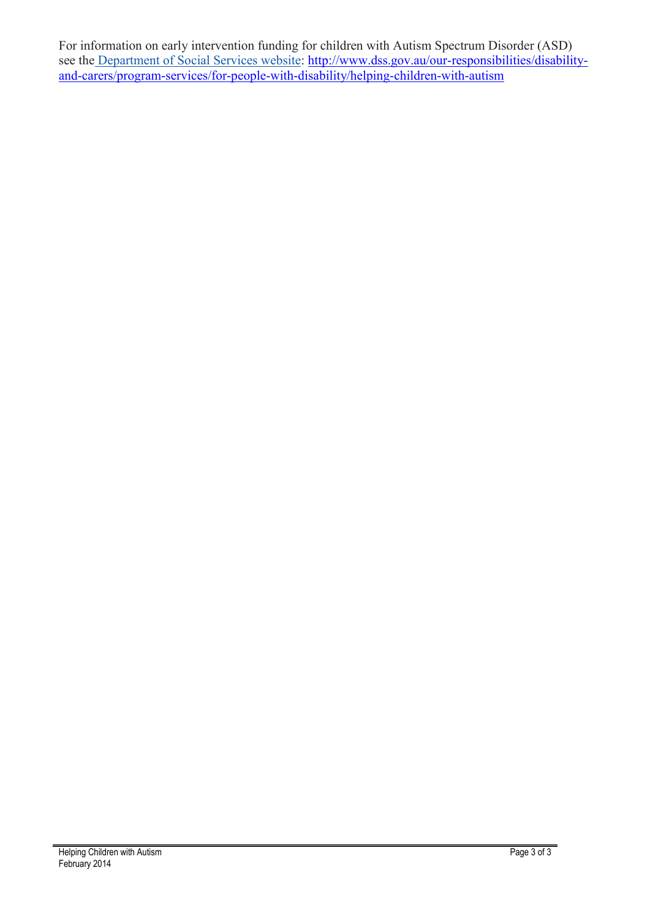For information on early intervention funding for children with Autism Spectrum Disorder (ASD) see the Department of Social Services website: http://www.dss.gov.au/our-responsibilities/disability-and-carers/program-services/for-people-with-disability/helping-children-with-autism